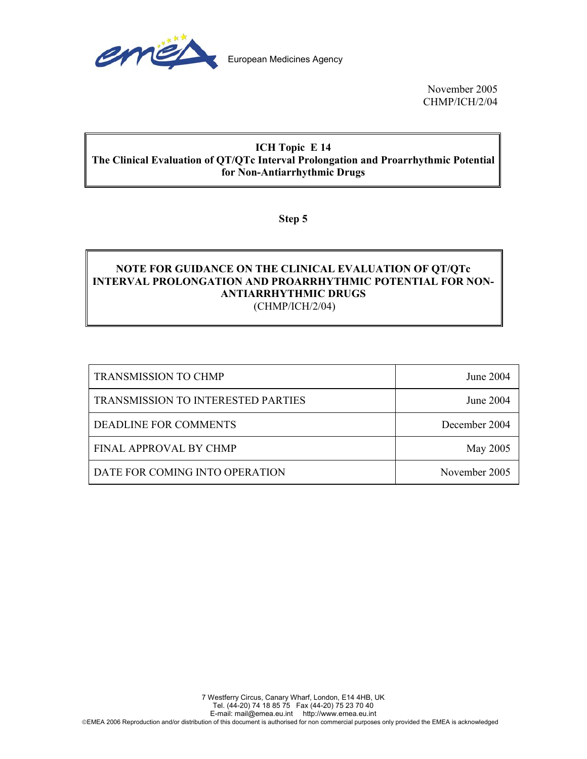European Medicines Agency

November 2005
CHMP/ICH/2/04

**ICH Topic E 14**
**The Clinical Evaluation of QT/QTc Interval Prolongation and Proarrhythmic Potential for Non-Antiarrhythmic Drugs**

**Step 5**

**NOTE FOR GUIDANCE ON THE CLINICAL EVALUATION OF QT/QTc INTERVAL PROLONGATION AND PROARRHYTHMIC POTENTIAL FOR NON-ANTIARRHYTHMIC DRUGS**
(CHMP/ICH/2/04)

| | |
|---|---|
| TRANSMISSION TO CHMP | June 2004 |
| TRANSMISSION TO INTERESTED PARTIES | June 2004 |
| DEADLINE FOR COMMENTS | December 2004 |
| FINAL APPROVAL BY CHMP | May 2005 |
| DATE FOR COMING INTO OPERATION | November 2005 |

7 Westferry Circus, Canary Wharf, London, E14 4HB, UK
Tel. (44-20) 74 18 85 75 Fax (44-20) 75 23 70 40
E-mail: mail@emea.eu.int http://www.emea.eu.int
©EMEA 2006 Reproduction and/or distribution of this document is authorised for non commercial purposes only provided the EMEA is acknowledged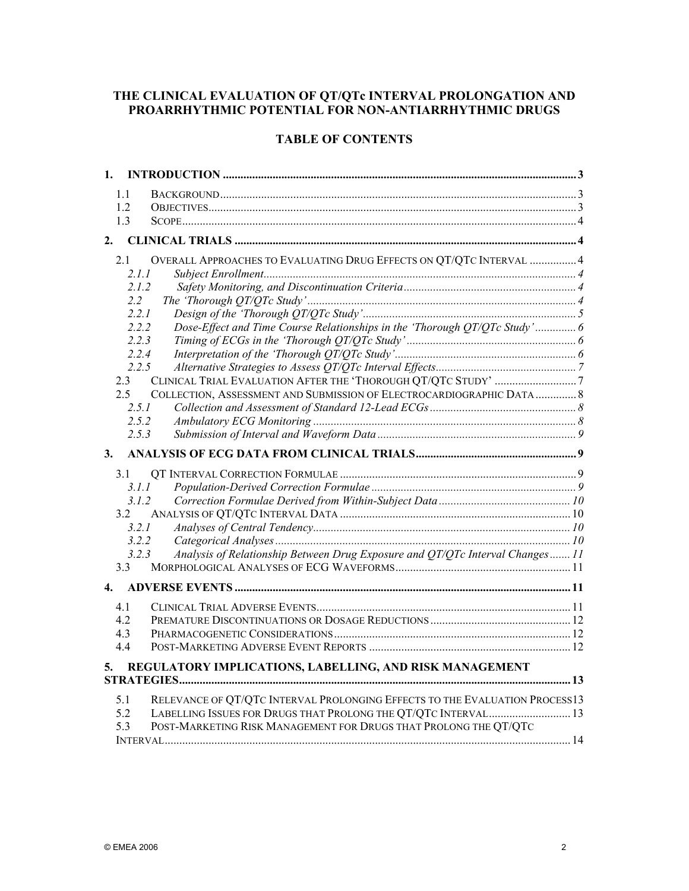**THE CLINICAL EVALUATION OF QT/QTc INTERVAL PROLONGATION AND PROARRHYTHMIC POTENTIAL FOR NON-ANTIARRHYTHMIC DRUGS**

**TABLE OF CONTENTS**

**1. INTRODUCTION .......... 3**

- 1.1 BACKGROUND .......... 3
- 1.2 OBJECTIVES .......... 3
- 1.3 SCOPE .......... 4

**2. CLINICAL TRIALS .......... 4**

- 2.1 OVERALL APPROACHES TO EVALUATING DRUG EFFECTS ON QT/QTC INTERVAL .......... 4
  - *2.1.1 Subject Enrollment* .......... 4
  - *2.1.2 Safety Monitoring, and Discontinuation Criteria* .......... 4
  - *2.2 The 'Thorough QT/QTc Study'* .......... 4
  - *2.2.1 Design of the 'Thorough QT/QTc Study'* .......... 5
  - *2.2.2 Dose-Effect and Time Course Relationships in the 'Thorough QT/QTc Study'* .......... 6
  - *2.2.3 Timing of ECGs in the 'Thorough QT/QTc Study'* .......... 6
  - *2.2.4 Interpretation of the 'Thorough QT/QTc Study'* .......... 6
  - *2.2.5 Alternative Strategies to Assess QT/QTc Interval Effects* .......... 7
- 2.3 CLINICAL TRIAL EVALUATION AFTER THE 'THOROUGH QT/QTC STUDY' .......... 7
- 2.5 COLLECTION, ASSESSMENT AND SUBMISSION OF ELECTROCARDIOGRAPHIC DATA .......... 8
  - *2.5.1 Collection and Assessment of Standard 12-Lead ECGs* .......... 8
  - *2.5.2 Ambulatory ECG Monitoring* .......... 8
  - *2.5.3 Submission of Interval and Waveform Data* .......... 9

**3. ANALYSIS OF ECG DATA FROM CLINICAL TRIALS .......... 9**

- 3.1 QT INTERVAL CORRECTION FORMULAE .......... 9
  - *3.1.1 Population-Derived Correction Formulae* .......... 9
  - *3.1.2 Correction Formulae Derived from Within-Subject Data* .......... 10
- 3.2 ANALYSIS OF QT/QTC INTERVAL DATA .......... 10
  - *3.2.1 Analyses of Central Tendency* .......... 10
  - *3.2.2 Categorical Analyses* .......... 10
  - *3.2.3 Analysis of Relationship Between Drug Exposure and QT/QTc Interval Changes* .......... 11
- 3.3 MORPHOLOGICAL ANALYSES OF ECG WAVEFORMS .......... 11

**4. ADVERSE EVENTS .......... 11**

- 4.1 CLINICAL TRIAL ADVERSE EVENTS .......... 11
- 4.2 PREMATURE DISCONTINUATIONS OR DOSAGE REDUCTIONS .......... 12
- 4.3 PHARMACOGENETIC CONSIDERATIONS .......... 12
- 4.4 POST-MARKETING ADVERSE EVENT REPORTS .......... 12

**5. REGULATORY IMPLICATIONS, LABELLING, AND RISK MANAGEMENT STRATEGIES .......... 13**

- 5.1 RELEVANCE OF QT/QTC INTERVAL PROLONGING EFFECTS TO THE EVALUATION PROCESS .......... 13
- 5.2 LABELLING ISSUES FOR DRUGS THAT PROLONG THE QT/QTC INTERVAL .......... 13
- 5.3 POST-MARKETING RISK MANAGEMENT FOR DRUGS THAT PROLONG THE QT/QTC INTERVAL .......... 14

© EMEA 2006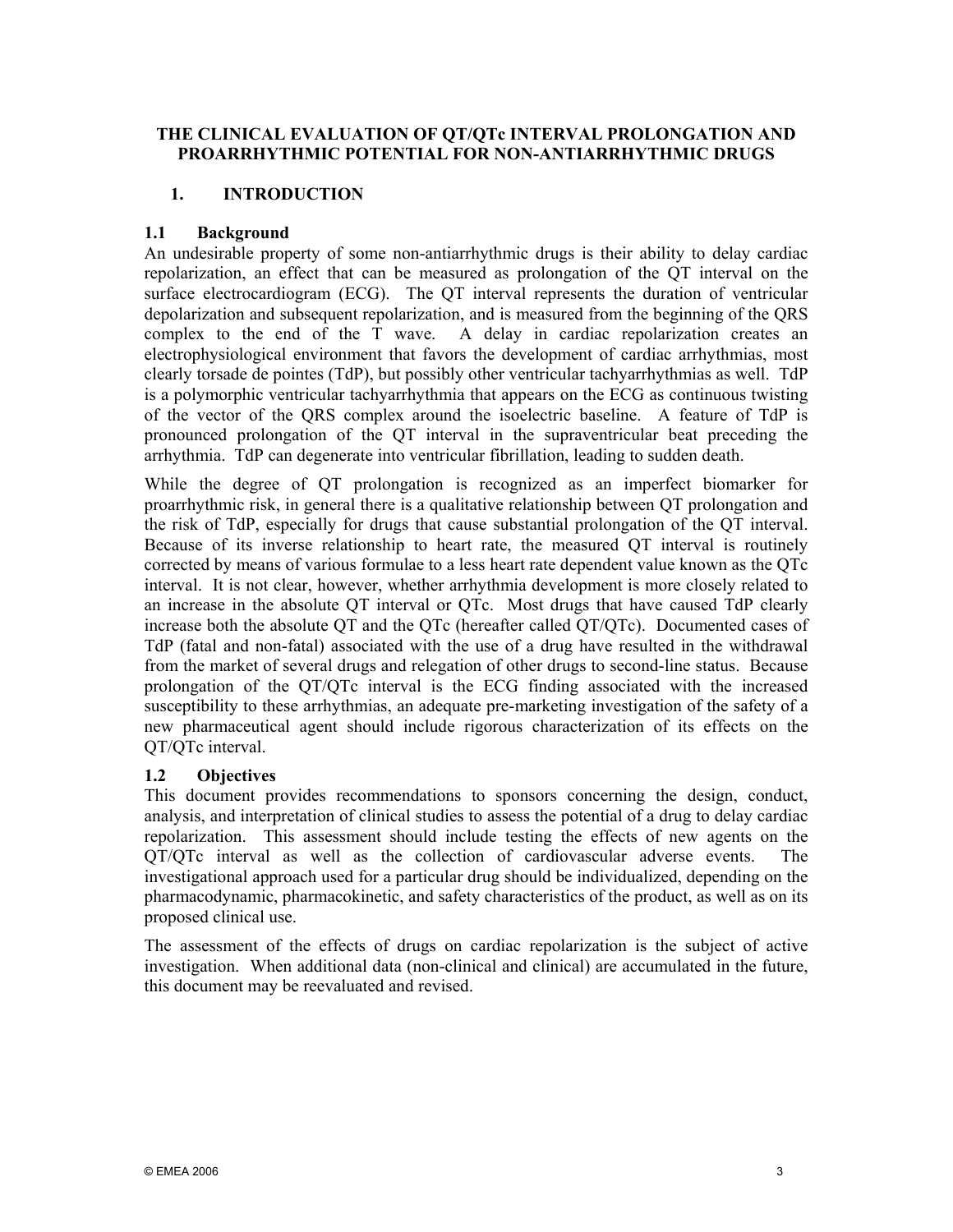# THE CLINICAL EVALUATION OF QT/QTc INTERVAL PROLONGATION AND PROARRHYTHMIC POTENTIAL FOR NON-ANTIARRHYTHMIC DRUGS

## 1. INTRODUCTION

### 1.1 Background

An undesirable property of some non-antiarrhythmic drugs is their ability to delay cardiac repolarization, an effect that can be measured as prolongation of the QT interval on the surface electrocardiogram (ECG). The QT interval represents the duration of ventricular depolarization and subsequent repolarization, and is measured from the beginning of the QRS complex to the end of the T wave. A delay in cardiac repolarization creates an electrophysiological environment that favors the development of cardiac arrhythmias, most clearly torsade de pointes (TdP), but possibly other ventricular tachyarrhythmias as well. TdP is a polymorphic ventricular tachyarrhythmia that appears on the ECG as continuous twisting of the vector of the QRS complex around the isoelectric baseline. A feature of TdP is pronounced prolongation of the QT interval in the supraventricular beat preceding the arrhythmia. TdP can degenerate into ventricular fibrillation, leading to sudden death.

While the degree of QT prolongation is recognized as an imperfect biomarker for proarrhythmic risk, in general there is a qualitative relationship between QT prolongation and the risk of TdP, especially for drugs that cause substantial prolongation of the QT interval. Because of its inverse relationship to heart rate, the measured QT interval is routinely corrected by means of various formulae to a less heart rate dependent value known as the QTc interval. It is not clear, however, whether arrhythmia development is more closely related to an increase in the absolute QT interval or QTc. Most drugs that have caused TdP clearly increase both the absolute QT and the QTc (hereafter called QT/QTc). Documented cases of TdP (fatal and non-fatal) associated with the use of a drug have resulted in the withdrawal from the market of several drugs and relegation of other drugs to second-line status. Because prolongation of the QT/QTc interval is the ECG finding associated with the increased susceptibility to these arrhythmias, an adequate pre-marketing investigation of the safety of a new pharmaceutical agent should include rigorous characterization of its effects on the QT/QTc interval.

### 1.2 Objectives

This document provides recommendations to sponsors concerning the design, conduct, analysis, and interpretation of clinical studies to assess the potential of a drug to delay cardiac repolarization. This assessment should include testing the effects of new agents on the QT/QTc interval as well as the collection of cardiovascular adverse events. The investigational approach used for a particular drug should be individualized, depending on the pharmacodynamic, pharmacokinetic, and safety characteristics of the product, as well as on its proposed clinical use.

The assessment of the effects of drugs on cardiac repolarization is the subject of active investigation. When additional data (non-clinical and clinical) are accumulated in the future, this document may be reevaluated and revised.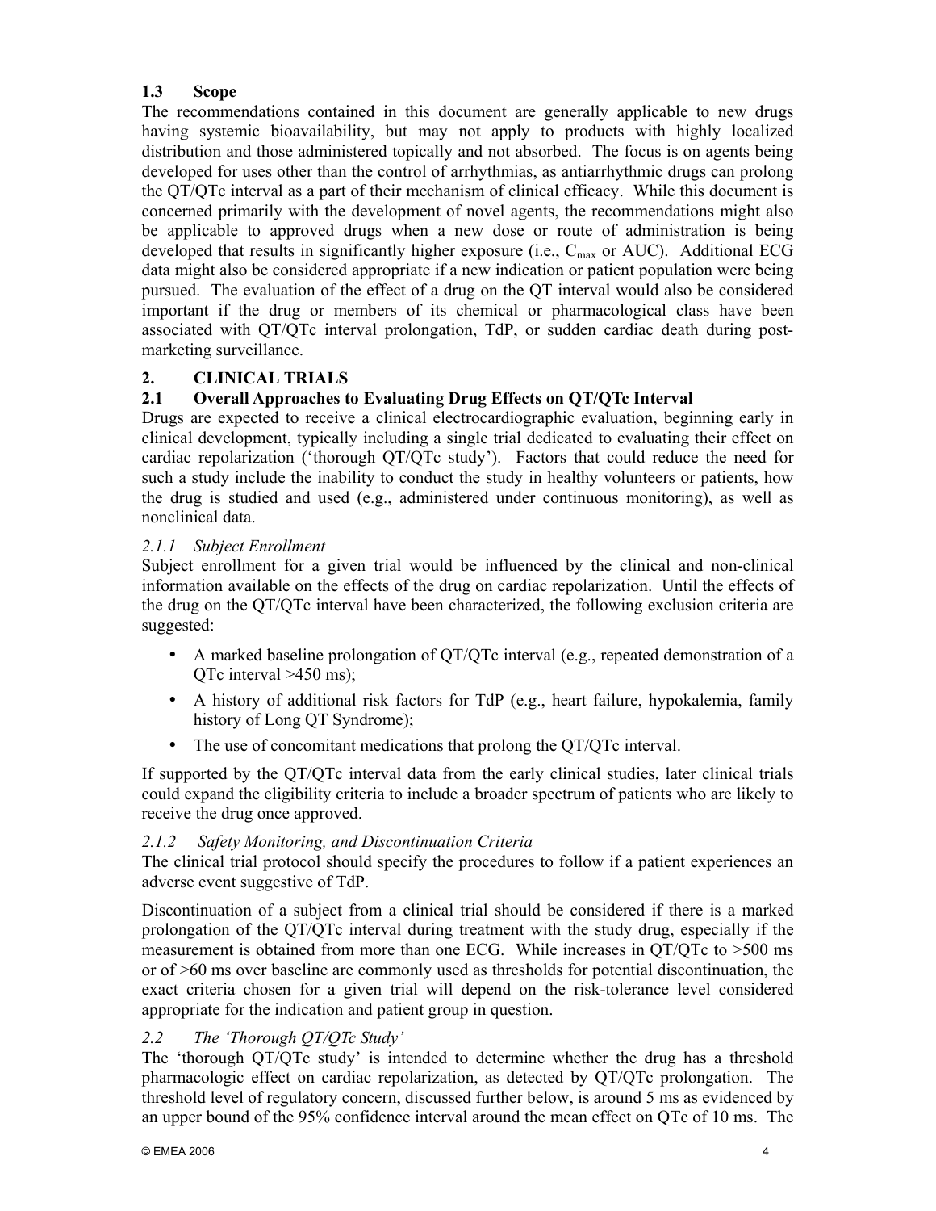### 1.3 Scope

The recommendations contained in this document are generally applicable to new drugs having systemic bioavailability, but may not apply to products with highly localized distribution and those administered topically and not absorbed. The focus is on agents being developed for uses other than the control of arrhythmias, as antiarrhythmic drugs can prolong the QT/QTc interval as a part of their mechanism of clinical efficacy. While this document is concerned primarily with the development of novel agents, the recommendations might also be applicable to approved drugs when a new dose or route of administration is being developed that results in significantly higher exposure (i.e., $C_{max}$ or AUC). Additional ECG data might also be considered appropriate if a new indication or patient population were being pursued. The evaluation of the effect of a drug on the QT interval would also be considered important if the drug or members of its chemical or pharmacological class have been associated with QT/QTc interval prolongation, TdP, or sudden cardiac death during post-marketing surveillance.

## 2. CLINICAL TRIALS

### 2.1 Overall Approaches to Evaluating Drug Effects on QT/QTc Interval

Drugs are expected to receive a clinical electrocardiographic evaluation, beginning early in clinical development, typically including a single trial dedicated to evaluating their effect on cardiac repolarization ('thorough QT/QTc study'). Factors that could reduce the need for such a study include the inability to conduct the study in healthy volunteers or patients, how the drug is studied and used (e.g., administered under continuous monitoring), as well as nonclinical data.

#### *2.1.1 Subject Enrollment*

Subject enrollment for a given trial would be influenced by the clinical and non-clinical information available on the effects of the drug on cardiac repolarization. Until the effects of the drug on the QT/QTc interval have been characterized, the following exclusion criteria are suggested:

- A marked baseline prolongation of QT/QTc interval (e.g., repeated demonstration of a QTc interval >450 ms);
- A history of additional risk factors for TdP (e.g., heart failure, hypokalemia, family history of Long QT Syndrome);
- The use of concomitant medications that prolong the QT/QTc interval.

If supported by the QT/QTc interval data from the early clinical studies, later clinical trials could expand the eligibility criteria to include a broader spectrum of patients who are likely to receive the drug once approved.

#### *2.1.2 Safety Monitoring, and Discontinuation Criteria*

The clinical trial protocol should specify the procedures to follow if a patient experiences an adverse event suggestive of TdP.

Discontinuation of a subject from a clinical trial should be considered if there is a marked prolongation of the QT/QTc interval during treatment with the study drug, especially if the measurement is obtained from more than one ECG. While increases in QT/QTc to >500 ms or of >60 ms over baseline are commonly used as thresholds for potential discontinuation, the exact criteria chosen for a given trial will depend on the risk-tolerance level considered appropriate for the indication and patient group in question.

### *2.2 The 'Thorough QT/QTc Study'*

The 'thorough QT/QTc study' is intended to determine whether the drug has a threshold pharmacologic effect on cardiac repolarization, as detected by QT/QTc prolongation. The threshold level of regulatory concern, discussed further below, is around 5 ms as evidenced by an upper bound of the 95% confidence interval around the mean effect on QTc of 10 ms. The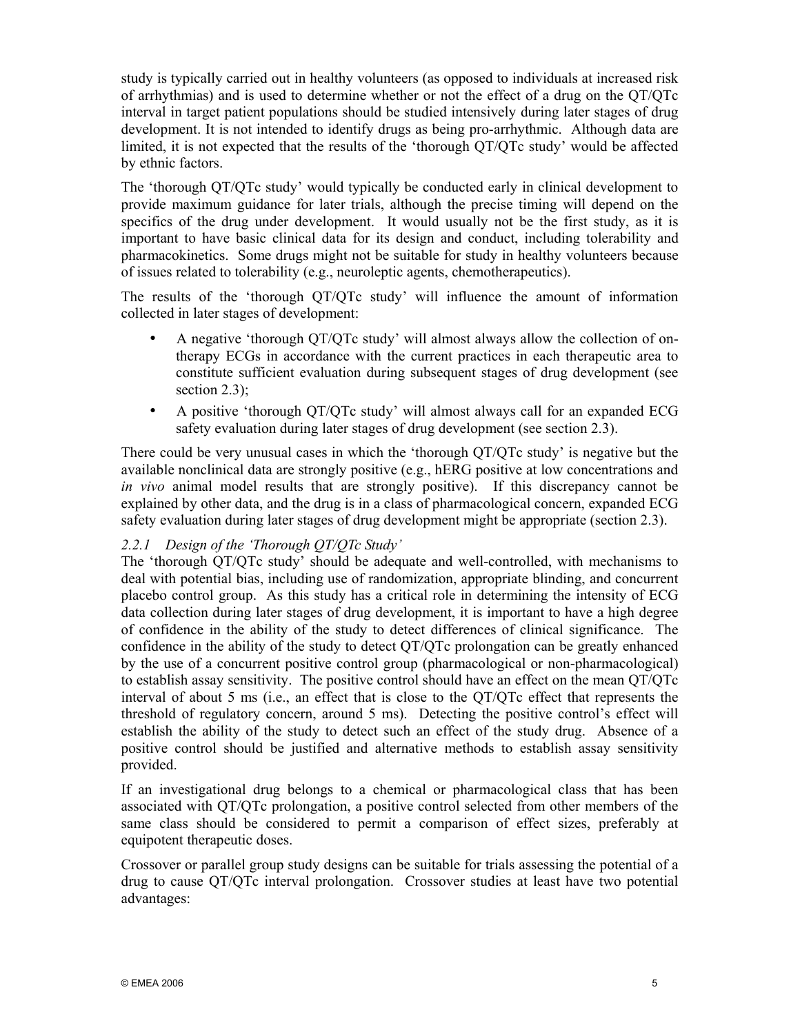study is typically carried out in healthy volunteers (as opposed to individuals at increased risk of arrhythmias) and is used to determine whether or not the effect of a drug on the QT/QTc interval in target patient populations should be studied intensively during later stages of drug development. It is not intended to identify drugs as being pro-arrhythmic. Although data are limited, it is not expected that the results of the 'thorough QT/QTc study' would be affected by ethnic factors.

The 'thorough QT/QTc study' would typically be conducted early in clinical development to provide maximum guidance for later trials, although the precise timing will depend on the specifics of the drug under development. It would usually not be the first study, as it is important to have basic clinical data for its design and conduct, including tolerability and pharmacokinetics. Some drugs might not be suitable for study in healthy volunteers because of issues related to tolerability (e.g., neuroleptic agents, chemotherapeutics).

The results of the 'thorough QT/QTc study' will influence the amount of information collected in later stages of development:

- A negative 'thorough QT/QTc study' will almost always allow the collection of on-therapy ECGs in accordance with the current practices in each therapeutic area to constitute sufficient evaluation during subsequent stages of drug development (see section 2.3);
- A positive 'thorough QT/QTc study' will almost always call for an expanded ECG safety evaluation during later stages of drug development (see section 2.3).

There could be very unusual cases in which the 'thorough QT/QTc study' is negative but the available nonclinical data are strongly positive (e.g., hERG positive at low concentrations and *in vivo* animal model results that are strongly positive). If this discrepancy cannot be explained by other data, and the drug is in a class of pharmacological concern, expanded ECG safety evaluation during later stages of drug development might be appropriate (section 2.3).

### *2.2.1 Design of the 'Thorough QT/QTc Study'*

The 'thorough QT/QTc study' should be adequate and well-controlled, with mechanisms to deal with potential bias, including use of randomization, appropriate blinding, and concurrent placebo control group. As this study has a critical role in determining the intensity of ECG data collection during later stages of drug development, it is important to have a high degree of confidence in the ability of the study to detect differences of clinical significance. The confidence in the ability of the study to detect QT/QTc prolongation can be greatly enhanced by the use of a concurrent positive control group (pharmacological or non-pharmacological) to establish assay sensitivity. The positive control should have an effect on the mean QT/QTc interval of about 5 ms (i.e., an effect that is close to the QT/QTc effect that represents the threshold of regulatory concern, around 5 ms). Detecting the positive control's effect will establish the ability of the study to detect such an effect of the study drug. Absence of a positive control should be justified and alternative methods to establish assay sensitivity provided.

If an investigational drug belongs to a chemical or pharmacological class that has been associated with QT/QTc prolongation, a positive control selected from other members of the same class should be considered to permit a comparison of effect sizes, preferably at equipotent therapeutic doses.

Crossover or parallel group study designs can be suitable for trials assessing the potential of a drug to cause QT/QTc interval prolongation. Crossover studies at least have two potential advantages: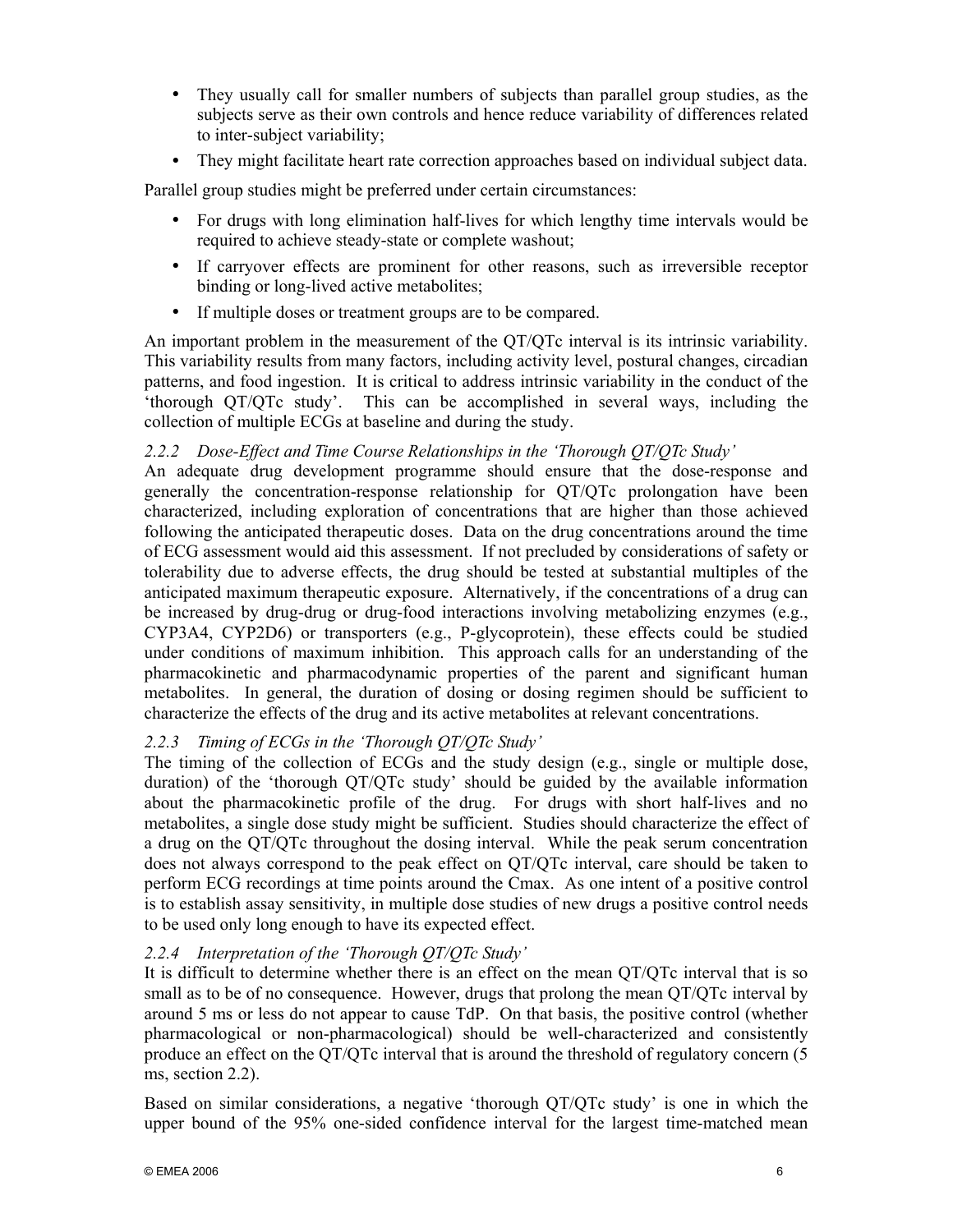- They usually call for smaller numbers of subjects than parallel group studies, as the subjects serve as their own controls and hence reduce variability of differences related to inter-subject variability;
- They might facilitate heart rate correction approaches based on individual subject data.

Parallel group studies might be preferred under certain circumstances:

- For drugs with long elimination half-lives for which lengthy time intervals would be required to achieve steady-state or complete washout;
- If carryover effects are prominent for other reasons, such as irreversible receptor binding or long-lived active metabolites;
- If multiple doses or treatment groups are to be compared.

An important problem in the measurement of the QT/QTc interval is its intrinsic variability. This variability results from many factors, including activity level, postural changes, circadian patterns, and food ingestion. It is critical to address intrinsic variability in the conduct of the 'thorough QT/QTc study'. This can be accomplished in several ways, including the collection of multiple ECGs at baseline and during the study.

#### *2.2.2 Dose-Effect and Time Course Relationships in the 'Thorough QT/QTc Study'*

An adequate drug development programme should ensure that the dose-response and generally the concentration-response relationship for QT/QTc prolongation have been characterized, including exploration of concentrations that are higher than those achieved following the anticipated therapeutic doses. Data on the drug concentrations around the time of ECG assessment would aid this assessment. If not precluded by considerations of safety or tolerability due to adverse effects, the drug should be tested at substantial multiples of the anticipated maximum therapeutic exposure. Alternatively, if the concentrations of a drug can be increased by drug-drug or drug-food interactions involving metabolizing enzymes (e.g., CYP3A4, CYP2D6) or transporters (e.g., P-glycoprotein), these effects could be studied under conditions of maximum inhibition. This approach calls for an understanding of the pharmacokinetic and pharmacodynamic properties of the parent and significant human metabolites. In general, the duration of dosing or dosing regimen should be sufficient to characterize the effects of the drug and its active metabolites at relevant concentrations.

#### *2.2.3 Timing of ECGs in the 'Thorough QT/QTc Study'*

The timing of the collection of ECGs and the study design (e.g., single or multiple dose, duration) of the 'thorough QT/QTc study' should be guided by the available information about the pharmacokinetic profile of the drug. For drugs with short half-lives and no metabolites, a single dose study might be sufficient. Studies should characterize the effect of a drug on the QT/QTc throughout the dosing interval. While the peak serum concentration does not always correspond to the peak effect on QT/QTc interval, care should be taken to perform ECG recordings at time points around the Cmax. As one intent of a positive control is to establish assay sensitivity, in multiple dose studies of new drugs a positive control needs to be used only long enough to have its expected effect.

#### *2.2.4 Interpretation of the 'Thorough QT/QTc Study'*

It is difficult to determine whether there is an effect on the mean QT/QTc interval that is so small as to be of no consequence. However, drugs that prolong the mean QT/QTc interval by around 5 ms or less do not appear to cause TdP. On that basis, the positive control (whether pharmacological or non-pharmacological) should be well-characterized and consistently produce an effect on the QT/QTc interval that is around the threshold of regulatory concern (5 ms, section 2.2).

Based on similar considerations, a negative 'thorough QT/QTc study' is one in which the upper bound of the 95% one-sided confidence interval for the largest time-matched mean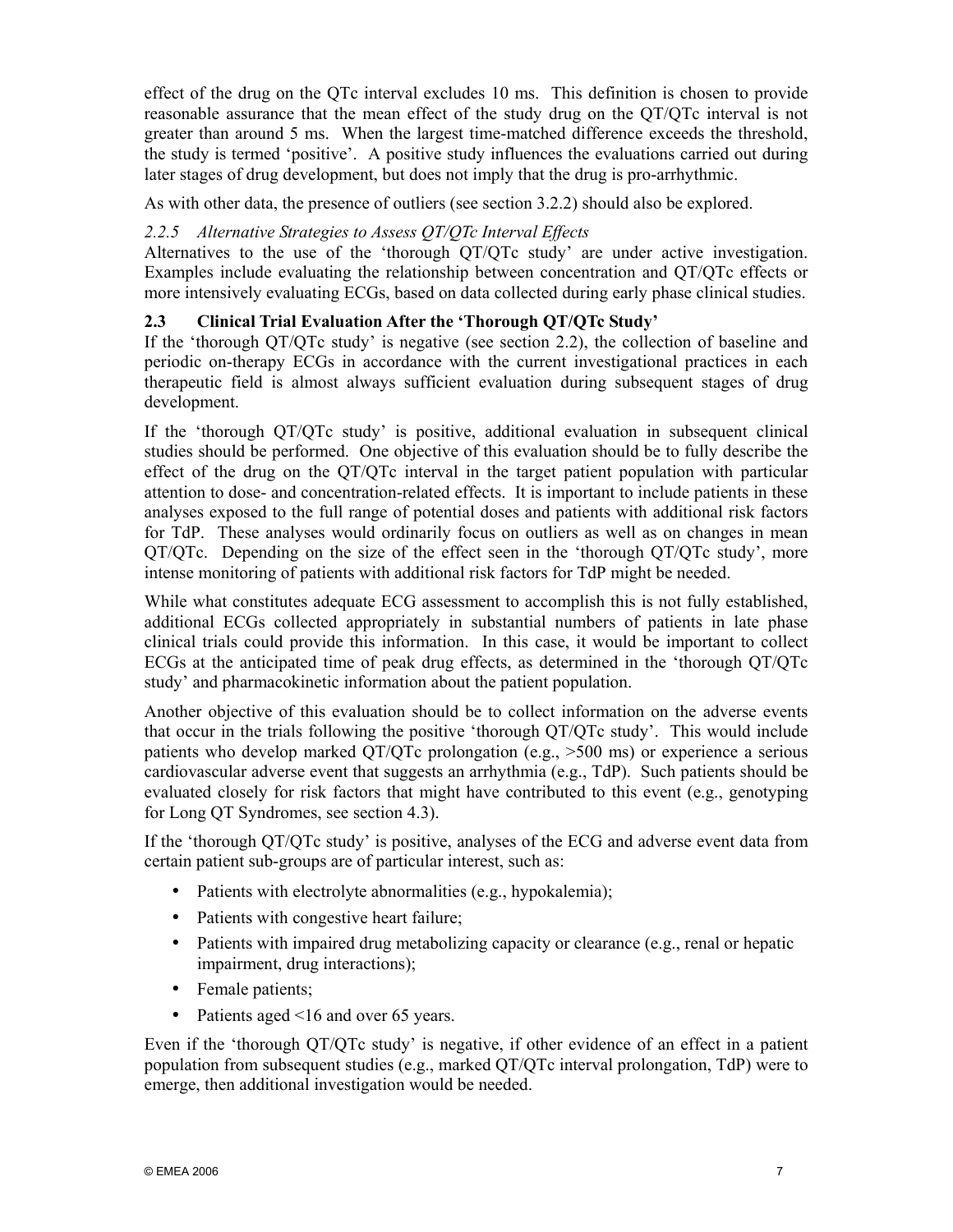effect of the drug on the QTc interval excludes 10 ms. This definition is chosen to provide reasonable assurance that the mean effect of the study drug on the QT/QTc interval is not greater than around 5 ms. When the largest time-matched difference exceeds the threshold, the study is termed 'positive'. A positive study influences the evaluations carried out during later stages of drug development, but does not imply that the drug is pro-arrhythmic.

As with other data, the presence of outliers (see section 3.2.2) should also be explored.

#### *2.2.5 Alternative Strategies to Assess QT/QTc Interval Effects*

Alternatives to the use of the 'thorough QT/QTc study' are under active investigation. Examples include evaluating the relationship between concentration and QT/QTc effects or more intensively evaluating ECGs, based on data collected during early phase clinical studies.

### 2.3 Clinical Trial Evaluation After the 'Thorough QT/QTc Study'

If the 'thorough QT/QTc study' is negative (see section 2.2), the collection of baseline and periodic on-therapy ECGs in accordance with the current investigational practices in each therapeutic field is almost always sufficient evaluation during subsequent stages of drug development.

If the 'thorough QT/QTc study' is positive, additional evaluation in subsequent clinical studies should be performed. One objective of this evaluation should be to fully describe the effect of the drug on the QT/QTc interval in the target patient population with particular attention to dose- and concentration-related effects. It is important to include patients in these analyses exposed to the full range of potential doses and patients with additional risk factors for TdP. These analyses would ordinarily focus on outliers as well as on changes in mean QT/QTc. Depending on the size of the effect seen in the 'thorough QT/QTc study', more intense monitoring of patients with additional risk factors for TdP might be needed.

While what constitutes adequate ECG assessment to accomplish this is not fully established, additional ECGs collected appropriately in substantial numbers of patients in late phase clinical trials could provide this information. In this case, it would be important to collect ECGs at the anticipated time of peak drug effects, as determined in the 'thorough QT/QTc study' and pharmacokinetic information about the patient population.

Another objective of this evaluation should be to collect information on the adverse events that occur in the trials following the positive 'thorough QT/QTc study'. This would include patients who develop marked QT/QTc prolongation (e.g., >500 ms) or experience a serious cardiovascular adverse event that suggests an arrhythmia (e.g., TdP). Such patients should be evaluated closely for risk factors that might have contributed to this event (e.g., genotyping for Long QT Syndromes, see section 4.3).

If the 'thorough QT/QTc study' is positive, analyses of the ECG and adverse event data from certain patient sub-groups are of particular interest, such as:

- Patients with electrolyte abnormalities (e.g., hypokalemia);
- Patients with congestive heart failure;
- Patients with impaired drug metabolizing capacity or clearance (e.g., renal or hepatic impairment, drug interactions);
- Female patients;
- Patients aged <16 and over 65 years.

Even if the 'thorough QT/QTc study' is negative, if other evidence of an effect in a patient population from subsequent studies (e.g., marked QT/QTc interval prolongation, TdP) were to emerge, then additional investigation would be needed.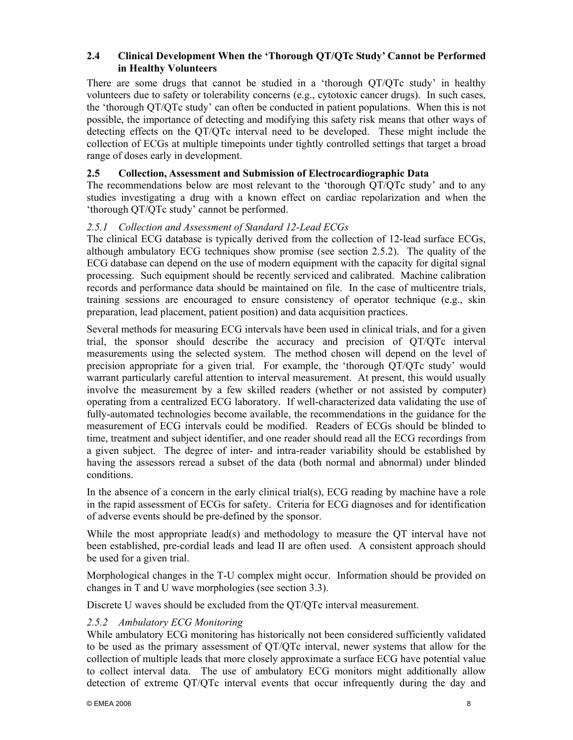### 2.4 Clinical Development When the 'Thorough QT/QTc Study' Cannot be Performed in Healthy Volunteers

There are some drugs that cannot be studied in a 'thorough QT/QTc study' in healthy volunteers due to safety or tolerability concerns (e.g., cytotoxic cancer drugs). In such cases, the 'thorough QT/QTc study' can often be conducted in patient populations. When this is not possible, the importance of detecting and modifying this safety risk means that other ways of detecting effects on the QT/QTc interval need to be developed. These might include the collection of ECGs at multiple timepoints under tightly controlled settings that target a broad range of doses early in development.

### 2.5 Collection, Assessment and Submission of Electrocardiographic Data

The recommendations below are most relevant to the 'thorough QT/QTc study' and to any studies investigating a drug with a known effect on cardiac repolarization and when the 'thorough QT/QTc study' cannot be performed.

#### *2.5.1 Collection and Assessment of Standard 12-Lead ECGs*

The clinical ECG database is typically derived from the collection of 12-lead surface ECGs, although ambulatory ECG techniques show promise (see section 2.5.2). The quality of the ECG database can depend on the use of modern equipment with the capacity for digital signal processing. Such equipment should be recently serviced and calibrated. Machine calibration records and performance data should be maintained on file. In the case of multicentre trials, training sessions are encouraged to ensure consistency of operator technique (e.g., skin preparation, lead placement, patient position) and data acquisition practices.

Several methods for measuring ECG intervals have been used in clinical trials, and for a given trial, the sponsor should describe the accuracy and precision of QT/QTc interval measurements using the selected system. The method chosen will depend on the level of precision appropriate for a given trial. For example, the 'thorough QT/QTc study' would warrant particularly careful attention to interval measurement. At present, this would usually involve the measurement by a few skilled readers (whether or not assisted by computer) operating from a centralized ECG laboratory. If well-characterized data validating the use of fully-automated technologies become available, the recommendations in the guidance for the measurement of ECG intervals could be modified. Readers of ECGs should be blinded to time, treatment and subject identifier, and one reader should read all the ECG recordings from a given subject. The degree of inter- and intra-reader variability should be established by having the assessors reread a subset of the data (both normal and abnormal) under blinded conditions.

In the absence of a concern in the early clinical trial(s), ECG reading by machine have a role in the rapid assessment of ECGs for safety. Criteria for ECG diagnoses and for identification of adverse events should be pre-defined by the sponsor.

While the most appropriate lead(s) and methodology to measure the QT interval have not been established, pre-cordial leads and lead II are often used. A consistent approach should be used for a given trial.

Morphological changes in the T-U complex might occur. Information should be provided on changes in T and U wave morphologies (see section 3.3).

Discrete U waves should be excluded from the QT/QTc interval measurement.

#### *2.5.2 Ambulatory ECG Monitoring*

While ambulatory ECG monitoring has historically not been considered sufficiently validated to be used as the primary assessment of QT/QTc interval, newer systems that allow for the collection of multiple leads that more closely approximate a surface ECG have potential value to collect interval data. The use of ambulatory ECG monitors might additionally allow detection of extreme QT/QTc interval events that occur infrequently during the day and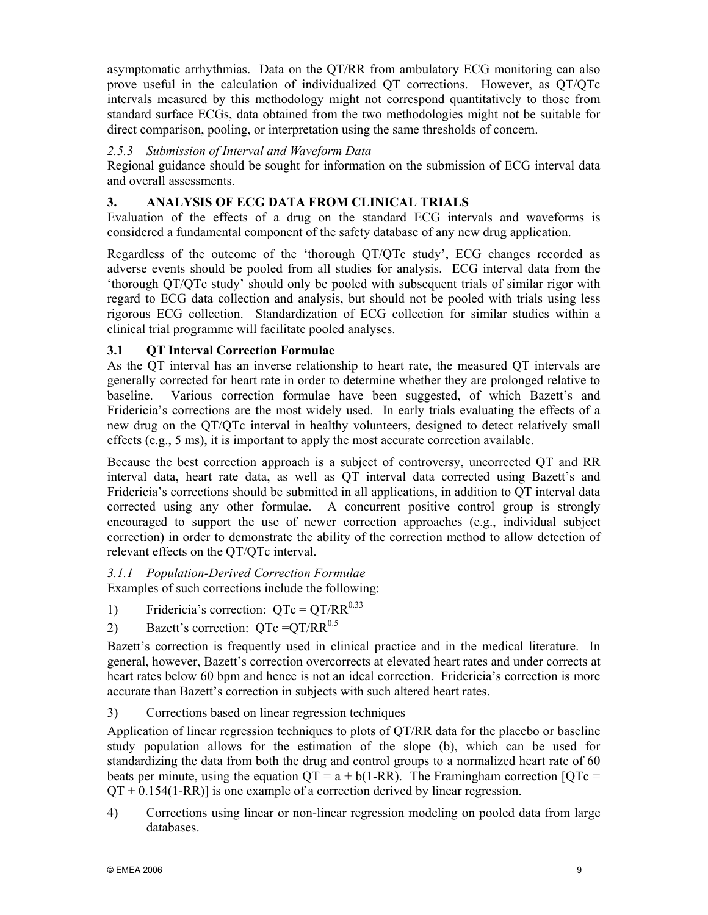asymptomatic arrhythmias. Data on the QT/RR from ambulatory ECG monitoring can also prove useful in the calculation of individualized QT corrections. However, as QT/QTc intervals measured by this methodology might not correspond quantitatively to those from standard surface ECGs, data obtained from the two methodologies might not be suitable for direct comparison, pooling, or interpretation using the same thresholds of concern.

#### *2.5.3 Submission of Interval and Waveform Data*

Regional guidance should be sought for information on the submission of ECG interval data and overall assessments.

## 3. ANALYSIS OF ECG DATA FROM CLINICAL TRIALS

Evaluation of the effects of a drug on the standard ECG intervals and waveforms is considered a fundamental component of the safety database of any new drug application.

Regardless of the outcome of the 'thorough QT/QTc study', ECG changes recorded as adverse events should be pooled from all studies for analysis. ECG interval data from the 'thorough QT/QTc study' should only be pooled with subsequent trials of similar rigor with regard to ECG data collection and analysis, but should not be pooled with trials using less rigorous ECG collection. Standardization of ECG collection for similar studies within a clinical trial programme will facilitate pooled analyses.

### 3.1 QT Interval Correction Formulae

As the QT interval has an inverse relationship to heart rate, the measured QT intervals are generally corrected for heart rate in order to determine whether they are prolonged relative to baseline. Various correction formulae have been suggested, of which Bazett's and Fridericia's corrections are the most widely used. In early trials evaluating the effects of a new drug on the QT/QTc interval in healthy volunteers, designed to detect relatively small effects (e.g., 5 ms), it is important to apply the most accurate correction available.

Because the best correction approach is a subject of controversy, uncorrected QT and RR interval data, heart rate data, as well as QT interval data corrected using Bazett's and Fridericia's corrections should be submitted in all applications, in addition to QT interval data corrected using any other formulae. A concurrent positive control group is strongly encouraged to support the use of newer correction approaches (e.g., individual subject correction) in order to demonstrate the ability of the correction method to allow detection of relevant effects on the QT/QTc interval.

#### *3.1.1 Population-Derived Correction Formulae*

Examples of such corrections include the following:

1) Fridericia's correction: $QTc = QT/RR^{0.33}$

2) Bazett's correction: $QTc = QT/RR^{0.5}$

Bazett's correction is frequently used in clinical practice and in the medical literature. In general, however, Bazett's correction overcorrects at elevated heart rates and under corrects at heart rates below 60 bpm and hence is not an ideal correction. Fridericia's correction is more accurate than Bazett's correction in subjects with such altered heart rates.

3) Corrections based on linear regression techniques

Application of linear regression techniques to plots of QT/RR data for the placebo or baseline study population allows for the estimation of the slope (b), which can be used for standardizing the data from both the drug and control groups to a normalized heart rate of 60 beats per minute, using the equation $QT = a + b(1\text{-}RR)$. The Framingham correction [$QTc = QT + 0.154(1\text{-}RR)$] is one example of a correction derived by linear regression.

4) Corrections using linear or non-linear regression modeling on pooled data from large databases.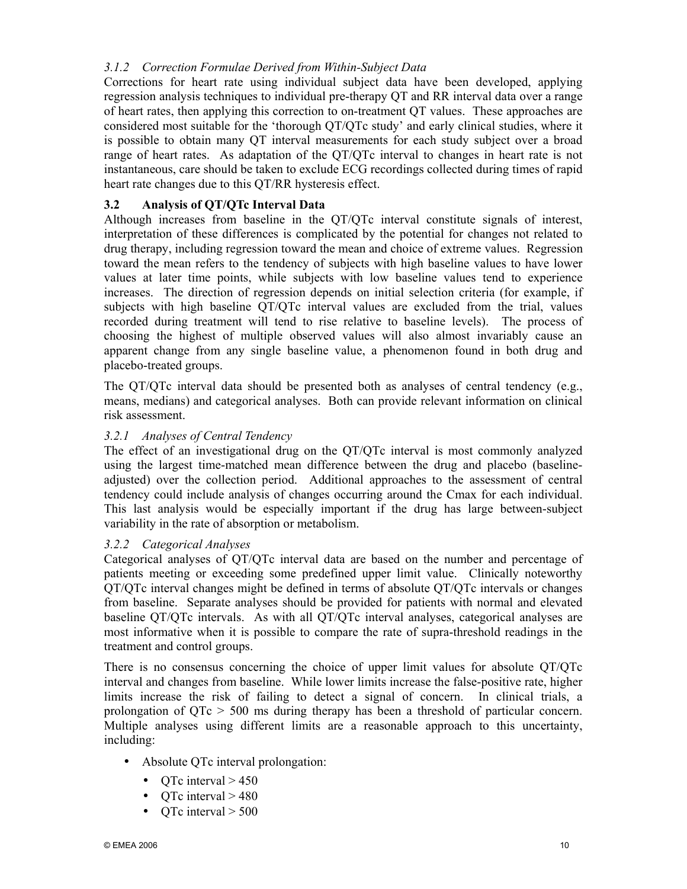### *3.1.2 Correction Formulae Derived from Within-Subject Data*

Corrections for heart rate using individual subject data have been developed, applying regression analysis techniques to individual pre-therapy QT and RR interval data over a range of heart rates, then applying this correction to on-treatment QT values. These approaches are considered most suitable for the 'thorough QT/QTc study' and early clinical studies, where it is possible to obtain many QT interval measurements for each study subject over a broad range of heart rates. As adaptation of the QT/QTc interval to changes in heart rate is not instantaneous, care should be taken to exclude ECG recordings collected during times of rapid heart rate changes due to this QT/RR hysteresis effect.

## 3.2 Analysis of QT/QTc Interval Data

Although increases from baseline in the QT/QTc interval constitute signals of interest, interpretation of these differences is complicated by the potential for changes not related to drug therapy, including regression toward the mean and choice of extreme values. Regression toward the mean refers to the tendency of subjects with high baseline values to have lower values at later time points, while subjects with low baseline values tend to experience increases. The direction of regression depends on initial selection criteria (for example, if subjects with high baseline QT/QTc interval values are excluded from the trial, values recorded during treatment will tend to rise relative to baseline levels). The process of choosing the highest of multiple observed values will also almost invariably cause an apparent change from any single baseline value, a phenomenon found in both drug and placebo-treated groups.

The QT/QTc interval data should be presented both as analyses of central tendency (e.g., means, medians) and categorical analyses. Both can provide relevant information on clinical risk assessment.

### *3.2.1 Analyses of Central Tendency*

The effect of an investigational drug on the QT/QTc interval is most commonly analyzed using the largest time-matched mean difference between the drug and placebo (baseline-adjusted) over the collection period. Additional approaches to the assessment of central tendency could include analysis of changes occurring around the Cmax for each individual. This last analysis would be especially important if the drug has large between-subject variability in the rate of absorption or metabolism.

### *3.2.2 Categorical Analyses*

Categorical analyses of QT/QTc interval data are based on the number and percentage of patients meeting or exceeding some predefined upper limit value. Clinically noteworthy QT/QTc interval changes might be defined in terms of absolute QT/QTc intervals or changes from baseline. Separate analyses should be provided for patients with normal and elevated baseline QT/QTc intervals. As with all QT/QTc interval analyses, categorical analyses are most informative when it is possible to compare the rate of supra-threshold readings in the treatment and control groups.

There is no consensus concerning the choice of upper limit values for absolute QT/QTc interval and changes from baseline. While lower limits increase the false-positive rate, higher limits increase the risk of failing to detect a signal of concern. In clinical trials, a prolongation of QTc > 500 ms during therapy has been a threshold of particular concern. Multiple analyses using different limits are a reasonable approach to this uncertainty, including:

- Absolute QTc interval prolongation:
  - QTc interval > 450
  - QTc interval > 480
  - QTc interval > 500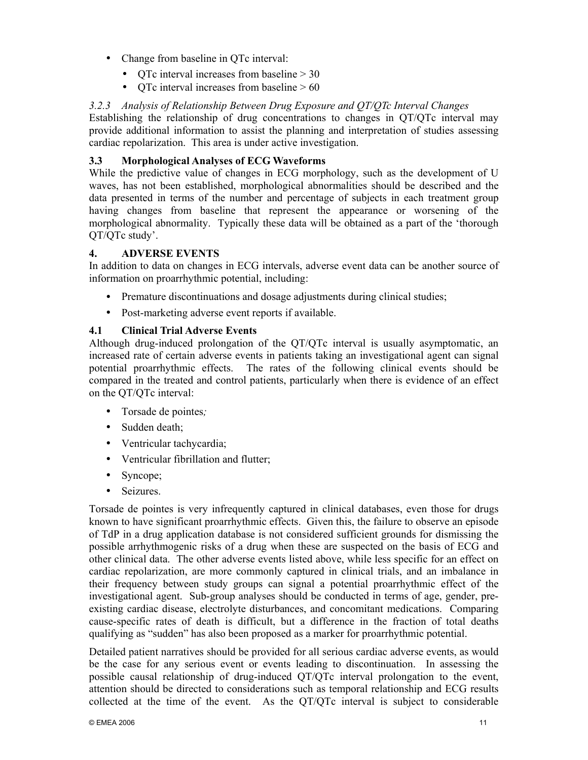- Change from baseline in QTc interval:
    - QTc interval increases from baseline > 30
    - QTc interval increases from baseline > 60

*3.2.3 Analysis of Relationship Between Drug Exposure and QT/QTc Interval Changes*

Establishing the relationship of drug concentrations to changes in QT/QTc interval may provide additional information to assist the planning and interpretation of studies assessing cardiac repolarization. This area is under active investigation.

### 3.3 Morphological Analyses of ECG Waveforms

While the predictive value of changes in ECG morphology, such as the development of U waves, has not been established, morphological abnormalities should be described and the data presented in terms of the number and percentage of subjects in each treatment group having changes from baseline that represent the appearance or worsening of the morphological abnormality. Typically these data will be obtained as a part of the 'thorough QT/QTc study'.

## 4. ADVERSE EVENTS

In addition to data on changes in ECG intervals, adverse event data can be another source of information on proarrhythmic potential, including:

- Premature discontinuations and dosage adjustments during clinical studies;
- Post-marketing adverse event reports if available.

### 4.1 Clinical Trial Adverse Events

Although drug-induced prolongation of the QT/QTc interval is usually asymptomatic, an increased rate of certain adverse events in patients taking an investigational agent can signal potential proarrhythmic effects. The rates of the following clinical events should be compared in the treated and control patients, particularly when there is evidence of an effect on the QT/QTc interval:

- Torsade de pointes;
- Sudden death;
- Ventricular tachycardia;
- Ventricular fibrillation and flutter;
- Syncope;
- Seizures.

Torsade de pointes is very infrequently captured in clinical databases, even those for drugs known to have significant proarrhythmic effects. Given this, the failure to observe an episode of TdP in a drug application database is not considered sufficient grounds for dismissing the possible arrhythmogenic risks of a drug when these are suspected on the basis of ECG and other clinical data. The other adverse events listed above, while less specific for an effect on cardiac repolarization, are more commonly captured in clinical trials, and an imbalance in their frequency between study groups can signal a potential proarrhythmic effect of the investigational agent. Sub-group analyses should be conducted in terms of age, gender, pre-existing cardiac disease, electrolyte disturbances, and concomitant medications. Comparing cause-specific rates of death is difficult, but a difference in the fraction of total deaths qualifying as "sudden" has also been proposed as a marker for proarrhythmic potential.

Detailed patient narratives should be provided for all serious cardiac adverse events, as would be the case for any serious event or events leading to discontinuation. In assessing the possible causal relationship of drug-induced QT/QTc interval prolongation to the event, attention should be directed to considerations such as temporal relationship and ECG results collected at the time of the event. As the QT/QTc interval is subject to considerable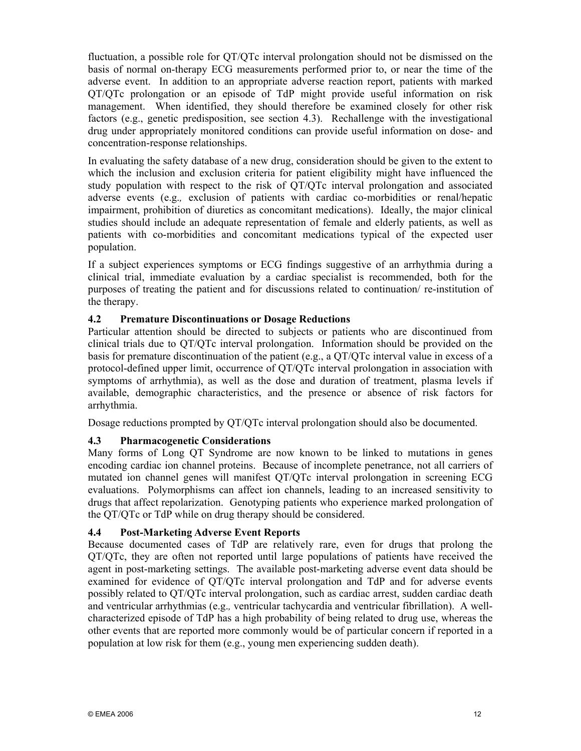fluctuation, a possible role for QT/QTc interval prolongation should not be dismissed on the basis of normal on-therapy ECG measurements performed prior to, or near the time of the adverse event. In addition to an appropriate adverse reaction report, patients with marked QT/QTc prolongation or an episode of TdP might provide useful information on risk management. When identified, they should therefore be examined closely for other risk factors (e.g., genetic predisposition, see section 4.3). Rechallenge with the investigational drug under appropriately monitored conditions can provide useful information on dose- and concentration-response relationships.

In evaluating the safety database of a new drug, consideration should be given to the extent to which the inclusion and exclusion criteria for patient eligibility might have influenced the study population with respect to the risk of QT/QTc interval prolongation and associated adverse events (e.g., exclusion of patients with cardiac co-morbidities or renal/hepatic impairment, prohibition of diuretics as concomitant medications). Ideally, the major clinical studies should include an adequate representation of female and elderly patients, as well as patients with co-morbidities and concomitant medications typical of the expected user population.

If a subject experiences symptoms or ECG findings suggestive of an arrhythmia during a clinical trial, immediate evaluation by a cardiac specialist is recommended, both for the purposes of treating the patient and for discussions related to continuation/ re-institution of the therapy.

### 4.2 Premature Discontinuations or Dosage Reductions

Particular attention should be directed to subjects or patients who are discontinued from clinical trials due to QT/QTc interval prolongation. Information should be provided on the basis for premature discontinuation of the patient (e.g., a QT/QTc interval value in excess of a protocol-defined upper limit, occurrence of QT/QTc interval prolongation in association with symptoms of arrhythmia), as well as the dose and duration of treatment, plasma levels if available, demographic characteristics, and the presence or absence of risk factors for arrhythmia.

Dosage reductions prompted by QT/QTc interval prolongation should also be documented.

### 4.3 Pharmacogenetic Considerations

Many forms of Long QT Syndrome are now known to be linked to mutations in genes encoding cardiac ion channel proteins. Because of incomplete penetrance, not all carriers of mutated ion channel genes will manifest QT/QTc interval prolongation in screening ECG evaluations. Polymorphisms can affect ion channels, leading to an increased sensitivity to drugs that affect repolarization. Genotyping patients who experience marked prolongation of the QT/QTc or TdP while on drug therapy should be considered.

### 4.4 Post-Marketing Adverse Event Reports

Because documented cases of TdP are relatively rare, even for drugs that prolong the QT/QTc, they are often not reported until large populations of patients have received the agent in post-marketing settings. The available post-marketing adverse event data should be examined for evidence of QT/QTc interval prolongation and TdP and for adverse events possibly related to QT/QTc interval prolongation, such as cardiac arrest, sudden cardiac death and ventricular arrhythmias (e.g., ventricular tachycardia and ventricular fibrillation). A well-characterized episode of TdP has a high probability of being related to drug use, whereas the other events that are reported more commonly would be of particular concern if reported in a population at low risk for them (e.g., young men experiencing sudden death).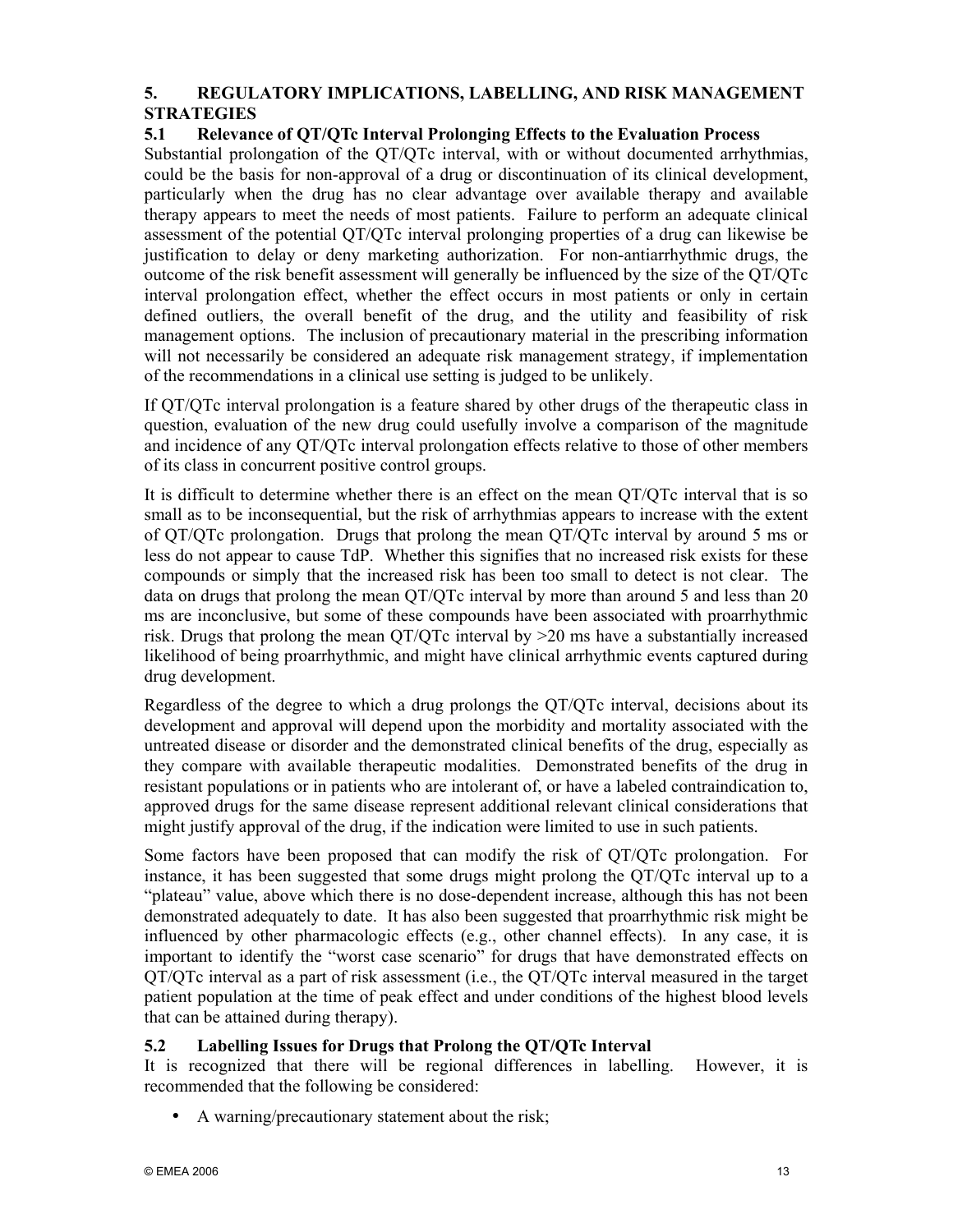## 5. REGULATORY IMPLICATIONS, LABELLING, AND RISK MANAGEMENT STRATEGIES

### 5.1 Relevance of QT/QTc Interval Prolonging Effects to the Evaluation Process

Substantial prolongation of the QT/QTc interval, with or without documented arrhythmias, could be the basis for non-approval of a drug or discontinuation of its clinical development, particularly when the drug has no clear advantage over available therapy and available therapy appears to meet the needs of most patients. Failure to perform an adequate clinical assessment of the potential QT/QTc interval prolonging properties of a drug can likewise be justification to delay or deny marketing authorization. For non-antiarrhythmic drugs, the outcome of the risk benefit assessment will generally be influenced by the size of the QT/QTc interval prolongation effect, whether the effect occurs in most patients or only in certain defined outliers, the overall benefit of the drug, and the utility and feasibility of risk management options. The inclusion of precautionary material in the prescribing information will not necessarily be considered an adequate risk management strategy, if implementation of the recommendations in a clinical use setting is judged to be unlikely.

If QT/QTc interval prolongation is a feature shared by other drugs of the therapeutic class in question, evaluation of the new drug could usefully involve a comparison of the magnitude and incidence of any QT/QTc interval prolongation effects relative to those of other members of its class in concurrent positive control groups.

It is difficult to determine whether there is an effect on the mean QT/QTc interval that is so small as to be inconsequential, but the risk of arrhythmias appears to increase with the extent of QT/QTc prolongation. Drugs that prolong the mean QT/QTc interval by around 5 ms or less do not appear to cause TdP. Whether this signifies that no increased risk exists for these compounds or simply that the increased risk has been too small to detect is not clear. The data on drugs that prolong the mean QT/QTc interval by more than around 5 and less than 20 ms are inconclusive, but some of these compounds have been associated with proarrhythmic risk. Drugs that prolong the mean QT/QTc interval by >20 ms have a substantially increased likelihood of being proarrhythmic, and might have clinical arrhythmic events captured during drug development.

Regardless of the degree to which a drug prolongs the QT/QTc interval, decisions about its development and approval will depend upon the morbidity and mortality associated with the untreated disease or disorder and the demonstrated clinical benefits of the drug, especially as they compare with available therapeutic modalities. Demonstrated benefits of the drug in resistant populations or in patients who are intolerant of, or have a labeled contraindication to, approved drugs for the same disease represent additional relevant clinical considerations that might justify approval of the drug, if the indication were limited to use in such patients.

Some factors have been proposed that can modify the risk of QT/QTc prolongation. For instance, it has been suggested that some drugs might prolong the QT/QTc interval up to a "plateau" value, above which there is no dose-dependent increase, although this has not been demonstrated adequately to date. It has also been suggested that proarrhythmic risk might be influenced by other pharmacologic effects (e.g., other channel effects). In any case, it is important to identify the "worst case scenario" for drugs that have demonstrated effects on QT/QTc interval as a part of risk assessment (i.e., the QT/QTc interval measured in the target patient population at the time of peak effect and under conditions of the highest blood levels that can be attained during therapy).

### 5.2 Labelling Issues for Drugs that Prolong the QT/QTc Interval

It is recognized that there will be regional differences in labelling. However, it is recommended that the following be considered:

- A warning/precautionary statement about the risk;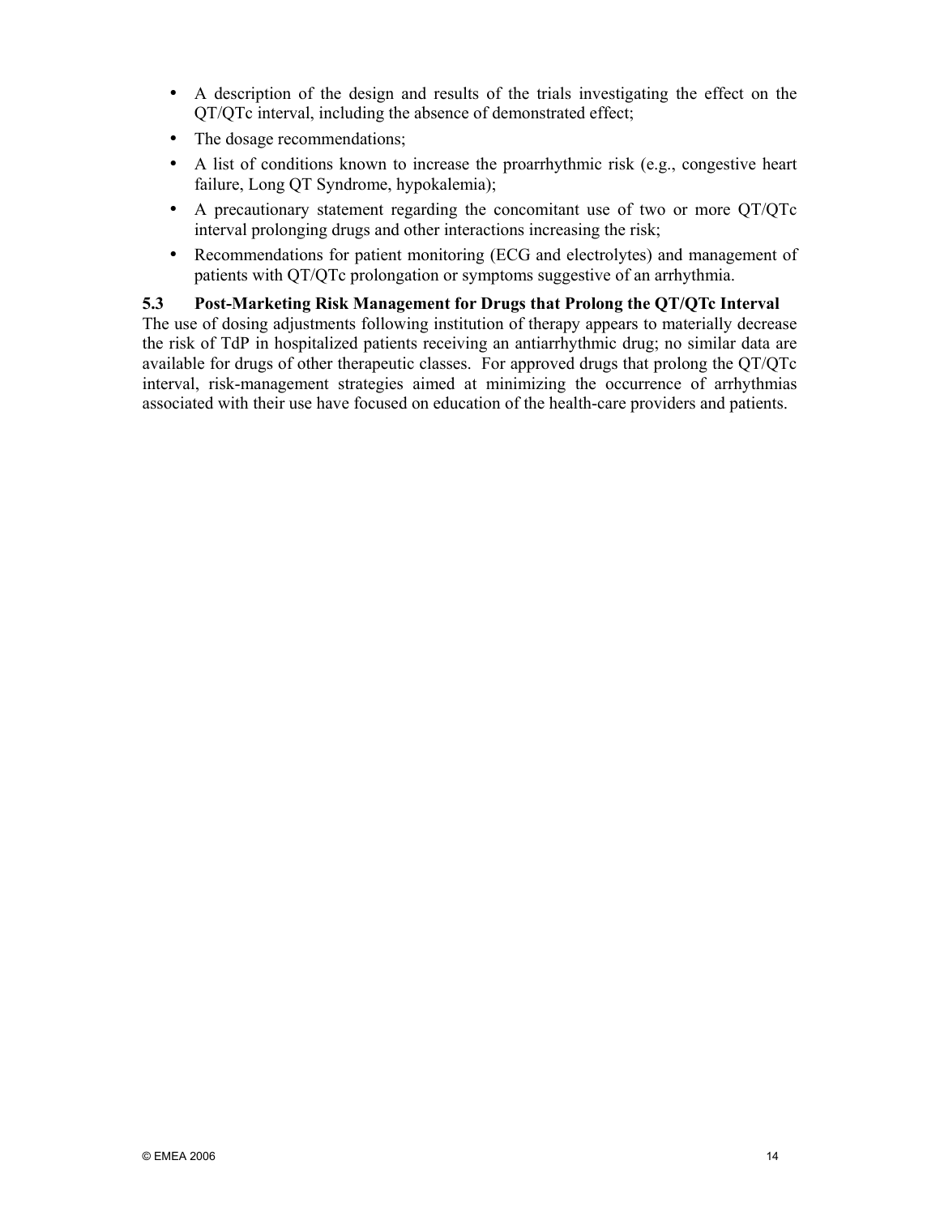- A description of the design and results of the trials investigating the effect on the QT/QTc interval, including the absence of demonstrated effect;
- The dosage recommendations;
- A list of conditions known to increase the proarrhythmic risk (e.g., congestive heart failure, Long QT Syndrome, hypokalemia);
- A precautionary statement regarding the concomitant use of two or more QT/QTc interval prolonging drugs and other interactions increasing the risk;
- Recommendations for patient monitoring (ECG and electrolytes) and management of patients with QT/QTc prolongation or symptoms suggestive of an arrhythmia.

### 5.3 Post-Marketing Risk Management for Drugs that Prolong the QT/QTc Interval

The use of dosing adjustments following institution of therapy appears to materially decrease the risk of TdP in hospitalized patients receiving an antiarrhythmic drug; no similar data are available for drugs of other therapeutic classes. For approved drugs that prolong the QT/QTc interval, risk-management strategies aimed at minimizing the occurrence of arrhythmias associated with their use have focused on education of the health-care providers and patients.